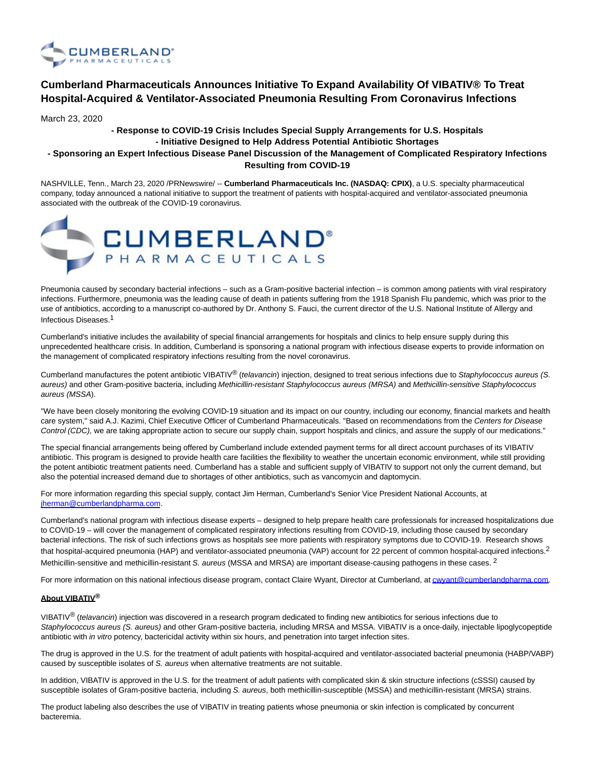# Cumberland Pharmaceuticals Announces Initiative To Expand Availability Of VIBATIV® To Treat Hospital-Acquired & Ventilator-Associated Pneumonia Resulting From Coronavirus Infections

March 23, 2020

**- Response to COVID-19 Crisis Includes Special Supply Arrangements for U.S. Hospitals**
**- Initiative Designed to Help Address Potential Antibiotic Shortages**
**- Sponsoring an Expert Infectious Disease Panel Discussion of the Management of Complicated Respiratory Infections Resulting from COVID-19**

NASHVILLE, Tenn., March 23, 2020 /PRNewswire/ -- **Cumberland Pharmaceuticals Inc. (NASDAQ: CPIX)**, a U.S. specialty pharmaceutical company, today announced a national initiative to support the treatment of patients with hospital-acquired and ventilator-associated pneumonia associated with the outbreak of the COVID-19 coronavirus.

Pneumonia caused by secondary bacterial infections – such as a Gram-positive bacterial infection – is common among patients with viral respiratory infections. Furthermore, pneumonia was the leading cause of death in patients suffering from the 1918 Spanish Flu pandemic, which was prior to the use of antibiotics, according to a manuscript co-authored by Dr. Anthony S. Fauci, the current director of the U.S. National Institute of Allergy and Infectious Diseases.[1]

Cumberland's initiative includes the availability of special financial arrangements for hospitals and clinics to help ensure supply during this unprecedented healthcare crisis. In addition, Cumberland is sponsoring a national program with infectious disease experts to provide information on the management of complicated respiratory infections resulting from the novel coronavirus.

Cumberland manufactures the potent antibiotic VIBATIV® (*telavancin*) injection, designed to treat serious infections due to *Staphylococcus aureus (S. aureus)* and other Gram-positive bacteria, including *Methicillin-resistant Staphylococcus aureus (MRSA)* and *Methicillin-sensitive Staphylococcus aureus (MSSA)*.

"We have been closely monitoring the evolving COVID-19 situation and its impact on our country, including our economy, financial markets and health care system," said A.J. Kazimi, Chief Executive Officer of Cumberland Pharmaceuticals. "Based on recommendations from the *Centers for Disease Control (CDC),* we are taking appropriate action to secure our supply chain, support hospitals and clinics, and assure the supply of our medications."

The special financial arrangements being offered by Cumberland include extended payment terms for all direct account purchases of its VIBATIV antibiotic. This program is designed to provide health care facilities the flexibility to weather the uncertain economic environment, while still providing the potent antibiotic treatment patients need. Cumberland has a stable and sufficient supply of VIBATIV to support not only the current demand, but also the potential increased demand due to shortages of other antibiotics, such as vancomycin and daptomycin.

For more information regarding this special supply, contact Jim Herman, Cumberland's Senior Vice President National Accounts, at jherman@cumberlandpharma.com.

Cumberland's national program with infectious disease experts – designed to help prepare health care professionals for increased hospitalizations due to COVID-19 – will cover the management of complicated respiratory infections resulting from COVID-19, including those caused by secondary bacterial infections. The risk of such infections grows as hospitals see more patients with respiratory symptoms due to COVID-19. Research shows that hospital-acquired pneumonia (HAP) and ventilator-associated pneumonia (VAP) account for 22 percent of common hospital-acquired infections.[2] Methicillin-sensitive and methicillin-resistant *S. aureus* (MSSA and MRSA) are important disease-causing pathogens in these cases. [2]

For more information on this national infectious disease program, contact Claire Wyant, Director at Cumberland, at cwyant@cumberlandpharma.com.

**About VIBATIV®**

VIBATIV® (*telavancin*) injection was discovered in a research program dedicated to finding new antibiotics for serious infections due to *Staphylococcus aureus (S. aureus)* and other Gram-positive bacteria, including MRSA and MSSA. VIBATIV is a once-daily, injectable lipoglycopeptide antibiotic with *in vitro* potency, bactericidal activity within six hours, and penetration into target infection sites.

The drug is approved in the U.S. for the treatment of adult patients with hospital-acquired and ventilator-associated bacterial pneumonia (HABP/VABP) caused by susceptible isolates of *S. aureus* when alternative treatments are not suitable.

In addition, VIBATIV is approved in the U.S. for the treatment of adult patients with complicated skin & skin structure infections (cSSSI) caused by susceptible isolates of Gram-positive bacteria, including *S. aureus*, both methicillin-susceptible (MSSA) and methicillin-resistant (MRSA) strains.

The product labeling also describes the use of VIBATIV in treating patients whose pneumonia or skin infection is complicated by concurrent bacteremia.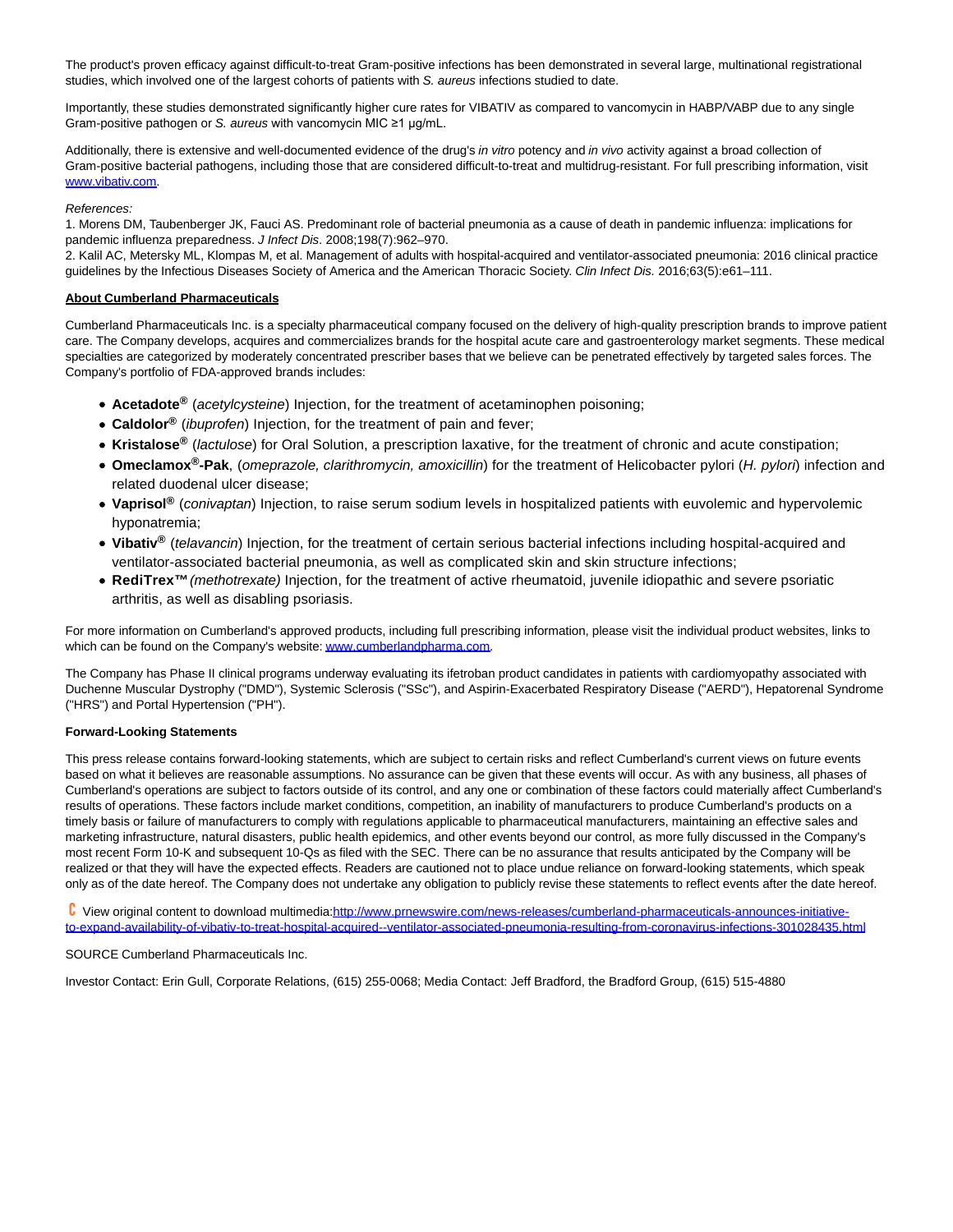The product's proven efficacy against difficult-to-treat Gram-positive infections has been demonstrated in several large, multinational registrational studies, which involved one of the largest cohorts of patients with *S. aureus* infections studied to date.

Importantly, these studies demonstrated significantly higher cure rates for VIBATIV as compared to vancomycin in HABP/VABP due to any single Gram-positive pathogen or *S. aureus* with vancomycin MIC ≥1 μg/mL.

Additionally, there is extensive and well-documented evidence of the drug's *in vitro* potency and *in vivo* activity against a broad collection of Gram-positive bacterial pathogens, including those that are considered difficult-to-treat and multidrug-resistant. For full prescribing information, visit [www.vibativ.com](http://www.vibativ.com).

*References:*
1. Morens DM, Taubenberger JK, Fauci AS. Predominant role of bacterial pneumonia as a cause of death in pandemic influenza: implications for pandemic influenza preparedness. *J Infect Dis*. 2008;198(7):962–970.
2. Kalil AC, Metersky ML, Klompas M, et al. Management of adults with hospital-acquired and ventilator-associated pneumonia: 2016 clinical practice guidelines by the Infectious Diseases Society of America and the American Thoracic Society. *Clin Infect Dis.* 2016;63(5):e61–111.

**About Cumberland Pharmaceuticals**

Cumberland Pharmaceuticals Inc. is a specialty pharmaceutical company focused on the delivery of high-quality prescription brands to improve patient care. The Company develops, acquires and commercializes brands for the hospital acute care and gastroenterology market segments. These medical specialties are categorized by moderately concentrated prescriber bases that we believe can be penetrated effectively by targeted sales forces. The Company's portfolio of FDA-approved brands includes:

- **Acetadote®** (*acetylcysteine*) Injection, for the treatment of acetaminophen poisoning;
- **Caldolor®** (*ibuprofen*) Injection, for the treatment of pain and fever;
- **Kristalose®** (*lactulose*) for Oral Solution, a prescription laxative, for the treatment of chronic and acute constipation;
- **Omeclamox®-Pak**, (*omeprazole, clarithromycin, amoxicillin*) for the treatment of Helicobacter pylori (*H. pylori*) infection and related duodenal ulcer disease;
- **Vaprisol®** (*conivaptan*) Injection, to raise serum sodium levels in hospitalized patients with euvolemic and hypervolemic hyponatremia;
- **Vibativ®** (*telavancin*) Injection, for the treatment of certain serious bacterial infections including hospital-acquired and ventilator-associated bacterial pneumonia, as well as complicated skin and skin structure infections;
- **RediTrex™** *(methotrexate)* Injection, for the treatment of active rheumatoid, juvenile idiopathic and severe psoriatic arthritis, as well as disabling psoriasis.

For more information on Cumberland's approved products, including full prescribing information, please visit the individual product websites, links to which can be found on the Company's website: [www.cumberlandpharma.com](http://www.cumberlandpharma.com).

The Company has Phase II clinical programs underway evaluating its ifetroban product candidates in patients with cardiomyopathy associated with Duchenne Muscular Dystrophy ("DMD"), Systemic Sclerosis ("SSc"), and Aspirin-Exacerbated Respiratory Disease ("AERD"), Hepatorenal Syndrome ("HRS") and Portal Hypertension ("PH").

**Forward-Looking Statements**

This press release contains forward-looking statements, which are subject to certain risks and reflect Cumberland's current views on future events based on what it believes are reasonable assumptions. No assurance can be given that these events will occur. As with any business, all phases of Cumberland's operations are subject to factors outside of its control, and any one or combination of these factors could materially affect Cumberland's results of operations. These factors include market conditions, competition, an inability of manufacturers to produce Cumberland's products on a timely basis or failure of manufacturers to comply with regulations applicable to pharmaceutical manufacturers, maintaining an effective sales and marketing infrastructure, natural disasters, public health epidemics, and other events beyond our control, as more fully discussed in the Company's most recent Form 10-K and subsequent 10-Qs as filed with the SEC. There can be no assurance that results anticipated by the Company will be realized or that they will have the expected effects. Readers are cautioned not to place undue reliance on forward-looking statements, which speak only as of the date hereof. The Company does not undertake any obligation to publicly revise these statements to reflect events after the date hereof.

View original content to download multimedia:[http://www.prnewswire.com/news-releases/cumberland-pharmaceuticals-announces-initiative-to-expand-availability-of-vibativ-to-treat-hospital-acquired--ventilator-associated-pneumonia-resulting-from-coronavirus-infections-301028435.html](http://www.prnewswire.com/news-releases/cumberland-pharmaceuticals-announces-initiative-to-expand-availability-of-vibativ-to-treat-hospital-acquired--ventilator-associated-pneumonia-resulting-from-coronavirus-infections-301028435.html)

SOURCE Cumberland Pharmaceuticals Inc.

Investor Contact: Erin Gull, Corporate Relations, (615) 255-0068; Media Contact: Jeff Bradford, the Bradford Group, (615) 515-4880